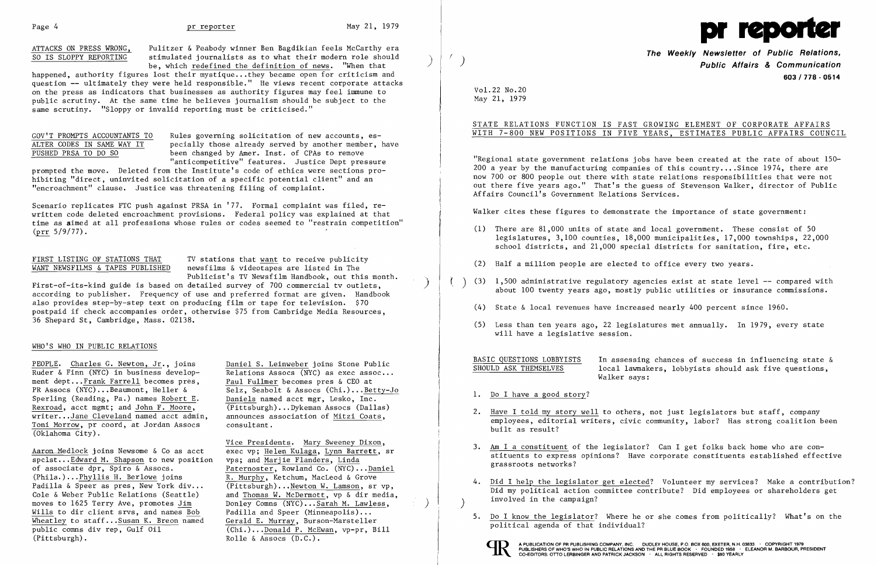# pr reporter

**The Weekly Newsletter of Public Relations, Public Affairs & Communication**

**603 / 778 - 0514**

Vol.22 No.20
May 21, 1979

## STATE RELATIONS FUNCTION IS FAST GROWING ELEMENT OF CORPORATE AFFAIRS WITH 7-800 NEW POSITIONS IN FIVE YEARS, ESTIMATES PUBLIC AFFAIRS COUNCIL

"Regional state government relations jobs have been created at the rate of about 150-200 a year by the manufacturing companies of this country....Since 1974, there are now 700 or 800 people out there with state relations responsibilities that were not out there five years ago." That's the guess of Stevenson Walker, director of Public Affairs Council's Government Relations Services.

Walker cites these figures to demonstrate the importance of state government:

(1) There are 81,000 units of state and local government. These consist of 50 legislatures, 3,100 counties, 18,000 municipalities, 17,000 townships, 22,000 school districts, and 21,000 special districts for sanitation, fire, etc.

(2) Half a million people are elected to office every two years.

(3) 1,500 administrative regulatory agencies exist at state level -- compared with about 100 twenty years ago, mostly public utilities or insurance commissions.

(4) State & local revenues have increased nearly 400 percent since 1960.

(5) Less than ten years ago, 22 legislatures met annually. In 1979, every state will have a legislative session.

**BASIC QUESTIONS LOBBYISTS SHOULD ASK THEMSELVES** — In assessing chances of success in influencing state & local lawmakers, lobbyists should ask five questions, Walker says:

1. Do I have a good story?

2. Have I told my story well to others, not just legislators but staff, company employees, editorial writers, civic community, labor? Has strong coalition been built as result?

3. Am I a constituent of the legislator? Can I get folks back home who are constituents to express opinions? Have corporate constituents established effective grassroots networks?

4. Did I help the legislator get elected? Volunteer my services? Make a contribution? Did my political action committee contribute? Did employees or shareholders get involved in the campaign?

5. Do I know the legislator? Where he or she comes from politically? What's on the political agenda of that individual?

---

**ATTACKS ON PRESS WRONG, SO IS SLOPPY REPORTING** — Pulitzer & Peabody winner Ben Bagdikian feels McCarthy era stimulated journalists as to what their modern role should be, which redefined the definition of news. "When that happened, authority figures lost their mystique...they became open for criticism and question -- ultimately they were held responsible." He views recent corporate attacks on the press as indicators that businesses as authority figures may feel immune to public scrutiny. At the same time he believes journalism should be subject to the same scrutiny. "Sloppy or invalid reporting must be criticised."

**GOV'T PROMPTS ACCOUNTANTS TO ALTER CODES IN SAME WAY IT PUSHED PRSA TO DO SO** — Rules governing solicitation of new accounts, especially those already served by another member, have been changed by Amer. Inst. of CPAs to remove "anticompetitive" features. Justice Dept pressure prompted the move. Deleted from the Institute's code of ethics were sections prohibiting "direct, uninvited solicitation of a specific potential client" and an "encroachment" clause. Justice was threatening filing of complaint.

Scenario replicates FTC push against PRSA in '77. Formal complaint was filed, rewritten code deleted encroachment provisions. Federal policy was explained at that time as aimed at all professions whose rules or codes seemed to "restrain competition" (prr 5/9/77).

**FIRST LISTING OF STATIONS THAT WANT NEWSFILMS & TAPES PUBLISHED** — TV stations that want to receive publicity newsfilms & videotapes are listed in The Publicist's TV Newsfilm Handbook, out this month. First-of-its-kind guide is based on detailed survey of 700 commercial tv outlets, according to publisher. Frequency of use and preferred format are given. Handbook also provides step-by-step text on producing film or tape for television. $70 postpaid if check accompanies order, otherwise $75 from Cambridge Media Resources, 36 Shepard St, Cambridge, Mass. 02138.

## WHO'S WHO IN PUBLIC RELATIONS

PEOPLE. Charles G. Newton, Jr., joins Ruder & Finn (NYC) in business development dept...Frank Farrell becomes pres, PR Assocs (NYC)...Beaumont, Heller & Sperling (Reading, Pa.) names Robert E. Rexroad, acct mgmt; and John F. Moore, writer...Jane Cleveland named acct admin, Toni Morrow, pr coord, at Jordan Assocs (Oklahoma City).

Aaron Medlock joins Newsome & Co as acct spclst...Edward M. Shapson to new position of associate dpr, Spiro & Assocs. (Phila.)...Phyllis H. Berlowe joins Padilla & Speer as pres, New York div... Cole & Weber Public Relations (Seattle) moves to 1625 Terry Ave, promotes Jim Wills to dir client srvs, and names Bob Wheatley to staff...Susan K. Breon named public comns div rep, Gulf Oil (Pittsburgh).

Daniel S. Leinweber joins Stone Public Relations Assocs (NYC) as exec assoc... Paul Fullmer becomes pres & CEO at Selz, Seabolt & Assocs (Chi.)...Betty-Jo Daniels named acct mgr, Lesko, Inc. (Pittsburgh)...Dykeman Assocs (Dallas) announces association of Mitzi Coats, consultant.

Vice Presidents. Mary Sweeney Dixon, exec vp; Helen Kulaga, Lynn Barrett, sr vps; and Marjie Flanders, Linda Paternoster, Rowland Co. (NYC)...Daniel R. Murphy, Ketchum, MacLeod & Grove (Pittsburgh)...Newton W. Lamson, sr vp, and Thomas W. McDermott, vp & dir media, Doniey Comns (NYC)...Sarah M. Lawless, Padilla and Speer (Minneapolis)... Gerald E. Murray, Burson-Marsteller (Chi.)...Donald P. McEwan, vp-pr, Bill Rolle & Assocs (D.C.).

A PUBLICATION OF PR PUBLISHING COMPANY, INC. DUDLEY HOUSE, P.O. BOX 600, EXETER, N.H. 03833 · COPYRIGHT 1979 PUBLISHERS OF WHO'S WHO IN PUBLIC RELATIONS AND THE PR BLUE BOOK · FOUNDED 1958 · ELEANOR M. BARBOUR, PRESIDENT CO-EDITORS: OTTO LERBINGER AND PATRICK JACKSON · ALL RIGHTS RESERVED · $80 YEARLY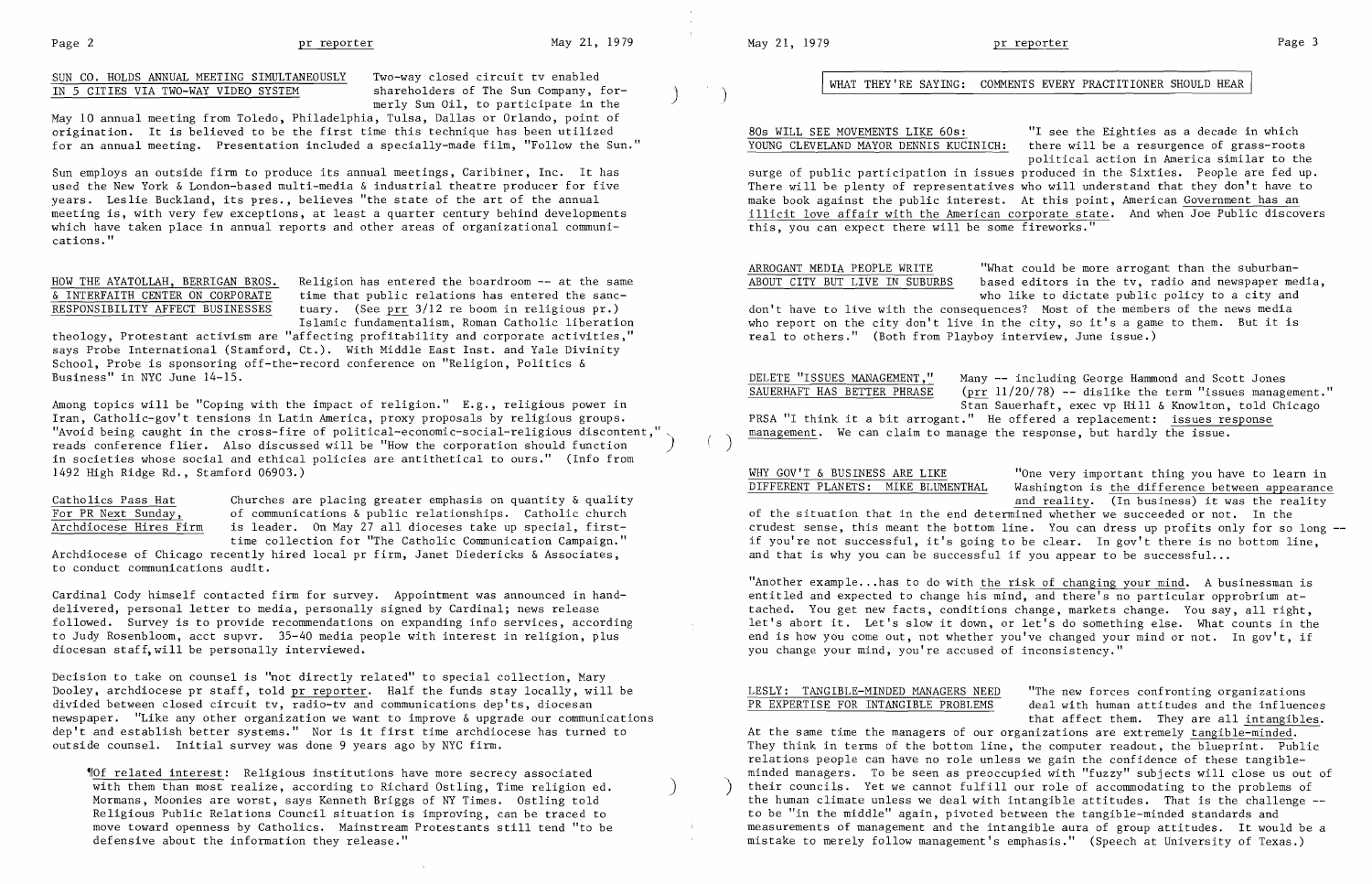## SUN CO. HOLDS ANNUAL MEETING SIMULTANEOUSLY IN 5 CITIES VIA TWO-WAY VIDEO SYSTEM

Two-way closed circuit tv enabled shareholders of The Sun Company, formerly Sun Oil, to participate in the May 10 annual meeting from Toledo, Philadelphia, Tulsa, Dallas or Orlando, point of origination. It is believed to be the first time this technique has been utilized for an annual meeting. Presentation included a specially-made film, "Follow the Sun."

Sun employs an outside firm to produce its annual meetings, Caribiner, Inc. It has used the New York & London-based multi-media & industrial theatre producer for five years. Leslie Buckland, its pres., believes "the state of the art of the annual meeting is, with very few exceptions, at least a quarter century behind developments which have taken place in annual reports and other areas of organizational communications."

## HOW THE AYATOLLAH, BERRIGAN BROS. & INTERFAITH CENTER ON CORPORATE RESPONSIBILITY AFFECT BUSINESSES

Religion has entered the boardroom -- at the same time that public relations has entered the sanctuary. (See prr 3/12 re boom in religious pr.) Islamic fundamentalism, Roman Catholic liberation theology, Protestant activism are "affecting profitability and corporate activities," says Probe International (Stamford, Ct.). With Middle East Inst. and Yale Divinity School, Probe is sponsoring off-the-record conference on "Religion, Politics & Business" in NYC June 14-15.

Among topics will be "Coping with the impact of religion." E.g., religious power in Iran, Catholic-gov't tensions in Latin America, proxy proposals by religious groups. "Avoid being caught in the cross-fire of political-economic-social-religious discontent," reads conference flier. Also discussed will be "How the corporation should function in societies whose social and ethical policies are antithetical to ours." (Info from 1492 High Ridge Rd., Stamford 06903.)

### Catholics Pass Hat For PR Next Sunday, Archdiocese Hires Firm

Churches are placing greater emphasis on quantity & quality of communications & public relationships. Catholic church is leader. On May 27 all dioceses take up special, first-time collection for "The Catholic Communication Campaign." Archdiocese of Chicago recently hired local pr firm, Janet Diedericks & Associates, to conduct communications audit.

Cardinal Cody himself contacted firm for survey. Appointment was announced in hand-delivered, personal letter to media, personally signed by Cardinal; news release followed. Survey is to provide recommendations on expanding info services, according to Judy Rosenbloom, acct supvr. 35-40 media people with interest in religion, plus diocesan staff, will be personally interviewed.

Decision to take on counsel is "not directly related" to special collection, Mary Dooley, archdiocese pr staff, told *pr reporter*. Half the funds stay locally, will be divided between closed circuit tv, radio-tv and communications dep'ts, diocesan newspaper. "Like any other organization we want to improve & upgrade our communications dep't and establish better systems." Nor is it first time archdiocese has turned to outside counsel. Initial survey was done 9 years ago by NYC firm.

> ¶Of related interest: Religious institutions have more secrecy associated with them than most realize, according to Richard Ostling, Time religion ed. Mormans, Moonies are worst, says Kenneth Briggs of NY Times. Ostling told Religious Public Relations Council situation is improving, can be traced to move toward openness by Catholics. Mainstream Protestants still tend "to be defensive about the information they release."

## WHAT THEY'RE SAYING: COMMENTS EVERY PRACTITIONER SHOULD HEAR

### 80s WILL SEE MOVEMENTS LIKE 60s: YOUNG CLEVELAND MAYOR DENNIS KUCINICH:

"I see the Eighties as a decade in which there will be a resurgence of grass-roots political action in America similar to the surge of public participation in issues produced in the Sixties. People are fed up. There will be plenty of representatives who will understand that they don't have to make book against the public interest. At this point, American Government has an illicit love affair with the American corporate state. And when Joe Public discovers this, you can expect there will be some fireworks."

### ARROGANT MEDIA PEOPLE WRITE ABOUT CITY BUT LIVE IN SUBURBS

"What could be more arrogant than the suburban-based editors in the tv, radio and newspaper media, who like to dictate public policy to a city and don't have to live with the consequences? Most of the members of the news media who report on the city don't live in the city, so it's a game to them. But it is real to others." (Both from Playboy interview, June issue.)

### DELETE "ISSUES MANAGEMENT," SAUERHAFT HAS BETTER PHRASE

Many -- including George Hammond and Scott Jones (prr 11/20/78) -- dislike the term "issues management." Stan Sauerhaft, exec vp Hill & Knowlton, told Chicago PRSA "I think it a bit arrogant." He offered a replacement: issues response management. We can claim to manage the response, but hardly the issue.

### WHY GOV'T & BUSINESS ARE LIKE DIFFERENT PLANETS: MIKE BLUMENTHAL

"One very important thing you have to learn in Washington is the difference between appearance and reality. (In business) it was the reality of the situation that in the end determined whether we succeeded or not. In the crudest sense, this meant the bottom line. You can dress up profits only for so long -- if you're not successful, it's going to be clear. In gov't there is no bottom line, and that is why you can be successful if you appear to be successful...

"Another example...has to do with the risk of changing your mind. A businessman is entitled and expected to change his mind, and there's no particular opprobrium attached. You get new facts, conditions change, markets change. You say, all right, let's abort it. Let's slow it down, or let's do something else. What counts in the end is how you come out, not whether you've changed your mind or not. In gov't, if you change your mind, you're accused of inconsistency."

### LESLY: TANGIBLE-MINDED MANAGERS NEED PR EXPERTISE FOR INTANGIBLE PROBLEMS

"The new forces confronting organizations deal with human attitudes and the influences that affect them. They are all intangibles. At the same time the managers of our organizations are extremely tangible-minded. They think in terms of the bottom line, the computer readout, the blueprint. Public relations people can have no role unless we gain the confidence of these tangible-minded managers. To be seen as preoccupied with "fuzzy" subjects will close us out of their councils. Yet we cannot fulfill our role of accommodating to the problems of the human climate unless we deal with intangible attitudes. That is the challenge -- to be "in the middle" again, pivoted between the tangible-minded standards and measurements of management and the intangible aura of group attitudes. It would be a mistake to merely follow management's emphasis." (Speech at University of Texas.)